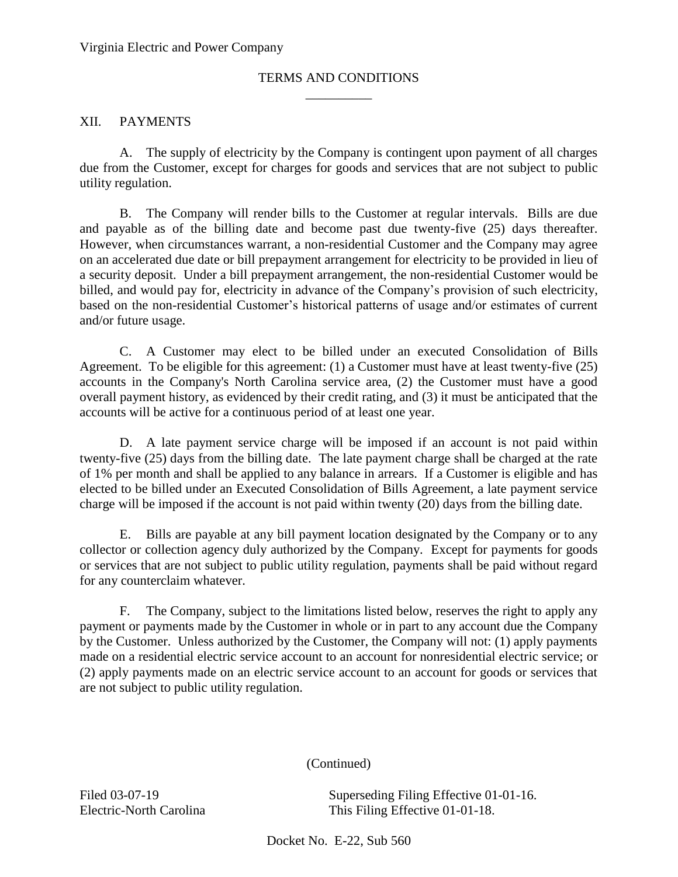Virginia Electric and Power Company

TERMS AND CONDITIONS

## XII. PAYMENTS

A. The supply of electricity by the Company is contingent upon payment of all charges due from the Customer, except for charges for goods and services that are not subject to public utility regulation.

B. The Company will render bills to the Customer at regular intervals. Bills are due and payable as of the billing date and become past due twenty-five (25) days thereafter. However, when circumstances warrant, a non-residential Customer and the Company may agree on an accelerated due date or bill prepayment arrangement for electricity to be provided in lieu of a security deposit. Under a bill prepayment arrangement, the non-residential Customer would be billed, and would pay for, electricity in advance of the Company's provision of such electricity, based on the non-residential Customer's historical patterns of usage and/or estimates of current and/or future usage.

C. A Customer may elect to be billed under an executed Consolidation of Bills Agreement. To be eligible for this agreement: (1) a Customer must have at least twenty-five (25) accounts in the Company's North Carolina service area, (2) the Customer must have a good overall payment history, as evidenced by their credit rating, and (3) it must be anticipated that the accounts will be active for a continuous period of at least one year.

D. A late payment service charge will be imposed if an account is not paid within twenty-five (25) days from the billing date. The late payment charge shall be charged at the rate of 1% per month and shall be applied to any balance in arrears. If a Customer is eligible and has elected to be billed under an Executed Consolidation of Bills Agreement, a late payment service charge will be imposed if the account is not paid within twenty (20) days from the billing date.

E. Bills are payable at any bill payment location designated by the Company or to any collector or collection agency duly authorized by the Company. Except for payments for goods or services that are not subject to public utility regulation, payments shall be paid without regard for any counterclaim whatever.

F. The Company, subject to the limitations listed below, reserves the right to apply any payment or payments made by the Customer in whole or in part to any account due the Company by the Customer. Unless authorized by the Customer, the Company will not: (1) apply payments made on a residential electric service account to an account for nonresidential electric service; or (2) apply payments made on an electric service account to an account for goods or services that are not subject to public utility regulation.

(Continued)

Filed 03-07-19 Superseding Filing Effective 01-01-16.
Electric-North Carolina This Filing Effective 01-01-18.

Docket No. E-22, Sub 560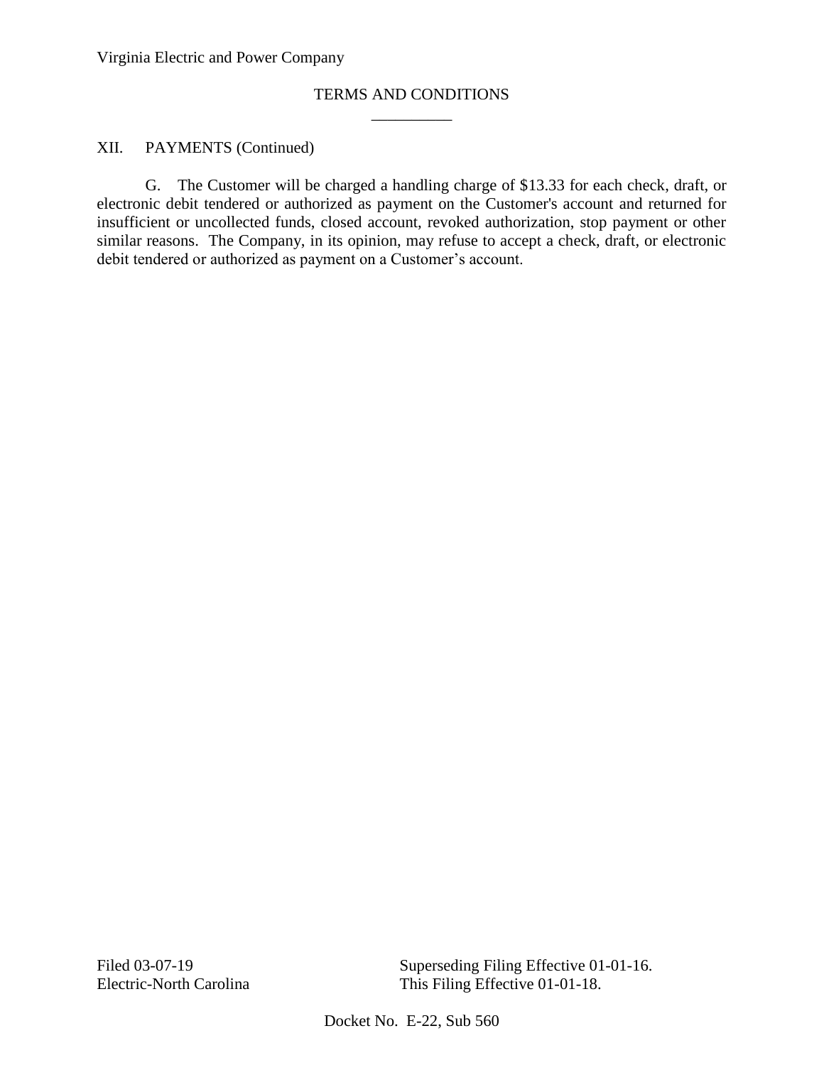Virginia Electric and Power Company

TERMS AND CONDITIONS

XII. PAYMENTS (Continued)

G. The Customer will be charged a handling charge of $13.33 for each check, draft, or electronic debit tendered or authorized as payment on the Customer's account and returned for insufficient or uncollected funds, closed account, revoked authorization, stop payment or other similar reasons. The Company, in its opinion, may refuse to accept a check, draft, or electronic debit tendered or authorized as payment on a Customer’s account.

Filed 03-07-19
Electric-North Carolina

Superseding Filing Effective 01-01-16.
This Filing Effective 01-01-18.

Docket No. E-22, Sub 560